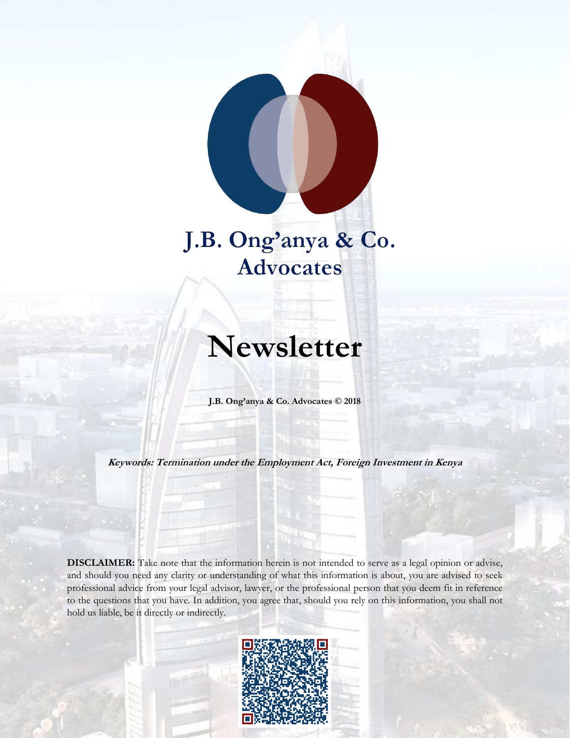# J.B. Ong'anya & Co.
## Advocates

# Newsletter

**J.B. Ong'anya & Co. Advocates © 2018**

***Keywords: Termination under the Employment Act, Foreign Investment in Kenya***

**DISCLAIMER:** Take note that the information herein is not intended to serve as a legal opinion or advise, and should you need any clarity or understanding of what this information is about, you are advised to seek professional advice from your legal advisor, lawyer, or the professional person that you deem fit in reference to the questions that you have. In addition, you agree that, should you rely on this information, you shall not hold us liable, be it directly or indirectly.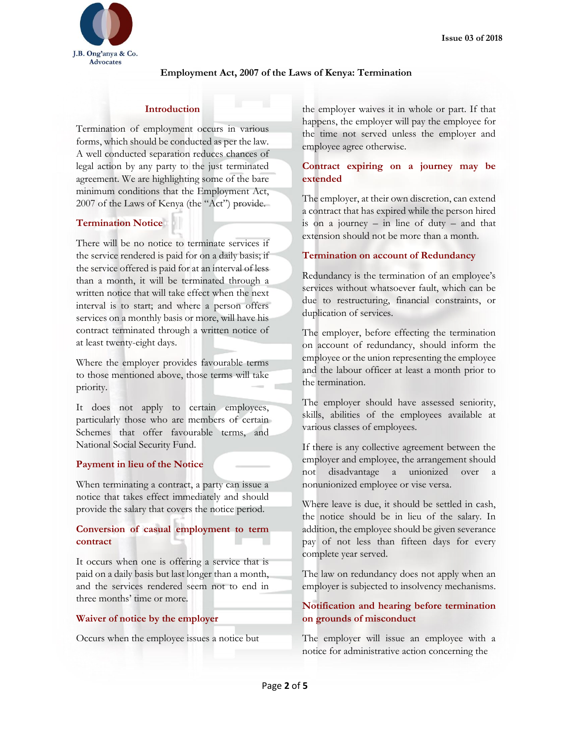## Employment Act, 2007 of the Laws of Kenya: Termination

### Introduction

Termination of employment occurs in various forms, which should be conducted as per the law. A well conducted separation reduces chances of legal action by any party to the just terminated agreement. We are highlighting some of the bare minimum conditions that the Employment Act, 2007 of the Laws of Kenya (the "Act") provide.

### Termination Notice

There will be no notice to terminate services if the service rendered is paid for on a daily basis; if the service offered is paid for at an interval of less than a month, it will be terminated through a written notice that will take effect when the next interval is to start; and where a person offers services on a monthly basis or more, will have his contract terminated through a written notice of at least twenty-eight days.

Where the employer provides favourable terms to those mentioned above, those terms will take priority.

It does not apply to certain employees, particularly those who are members of certain Schemes that offer favourable terms, and National Social Security Fund.

### Payment in lieu of the Notice

When terminating a contract, a party can issue a notice that takes effect immediately and should provide the salary that covers the notice period.

### Conversion of casual employment to term contract

It occurs when one is offering a service that is paid on a daily basis but last longer than a month, and the services rendered seem not to end in three months' time or more.

### Waiver of notice by the employer

Occurs when the employee issues a notice but the employer waives it in whole or part. If that happens, the employer will pay the employee for the time not served unless the employer and employee agree otherwise.

### Contract expiring on a journey may be extended

The employer, at their own discretion, can extend a contract that has expired while the person hired is on a journey – in line of duty – and that extension should not be more than a month.

### Termination on account of Redundancy

Redundancy is the termination of an employee's services without whatsoever fault, which can be due to restructuring, financial constraints, or duplication of services.

The employer, before effecting the termination on account of redundancy, should inform the employee or the union representing the employee and the labour officer at least a month prior to the termination.

The employer should have assessed seniority, skills, abilities of the employees available at various classes of employees.

If there is any collective agreement between the employer and employee, the arrangement should not disadvantage a unionized over a nonunionized employee or vise versa.

Where leave is due, it should be settled in cash, the notice should be in lieu of the salary. In addition, the employee should be given severance pay of not less than fifteen days for every complete year served.

The law on redundancy does not apply when an employer is subjected to insolvency mechanisms.

### Notification and hearing before termination on grounds of misconduct

The employer will issue an employee with a notice for administrative action concerning the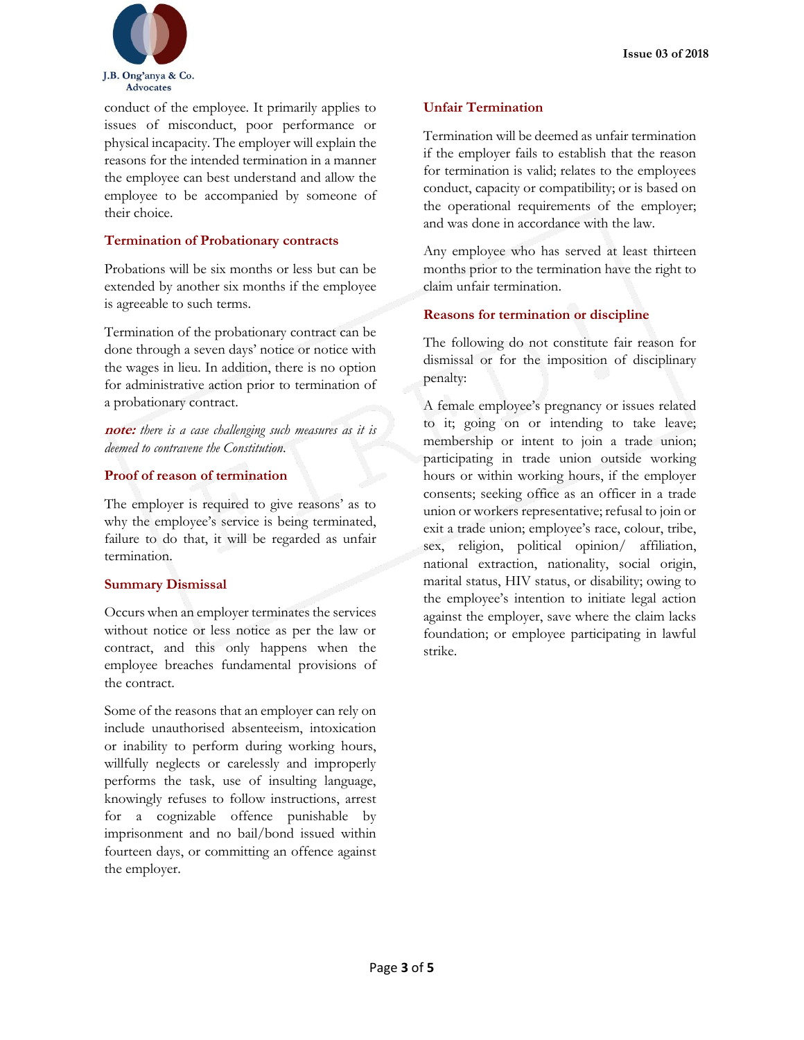conduct of the employee. It primarily applies to issues of misconduct, poor performance or physical incapacity. The employer will explain the reasons for the intended termination in a manner the employee can best understand and allow the employee to be accompanied by someone of their choice.

## Termination of Probationary contracts

Probations will be six months or less but can be extended by another six months if the employee is agreeable to such terms.

Termination of the probationary contract can be done through a seven days' notice or notice with the wages in lieu. In addition, there is no option for administrative action prior to termination of a probationary contract.

***note:*** *there is a case challenging such measures as it is deemed to contravene the Constitution.*

## Proof of reason of termination

The employer is required to give reasons' as to why the employee's service is being terminated, failure to do that, it will be regarded as unfair termination.

## Summary Dismissal

Occurs when an employer terminates the services without notice or less notice as per the law or contract, and this only happens when the employee breaches fundamental provisions of the contract.

Some of the reasons that an employer can rely on include unauthorised absenteeism, intoxication or inability to perform during working hours, willfully neglects or carelessly and improperly performs the task, use of insulting language, knowingly refuses to follow instructions, arrest for a cognizable offence punishable by imprisonment and no bail/bond issued within fourteen days, or committing an offence against the employer.

## Unfair Termination

Termination will be deemed as unfair termination if the employer fails to establish that the reason for termination is valid; relates to the employees conduct, capacity or compatibility; or is based on the operational requirements of the employer; and was done in accordance with the law.

Any employee who has served at least thirteen months prior to the termination have the right to claim unfair termination.

## Reasons for termination or discipline

The following do not constitute fair reason for dismissal or for the imposition of disciplinary penalty:

A female employee's pregnancy or issues related to it; going on or intending to take leave; membership or intent to join a trade union; participating in trade union outside working hours or within working hours, if the employer consents; seeking office as an officer in a trade union or workers representative; refusal to join or exit a trade union; employee's race, colour, tribe, sex, religion, political opinion/ affiliation, national extraction, nationality, social origin, marital status, HIV status, or disability; owing to the employee's intention to initiate legal action against the employer, save where the claim lacks foundation; or employee participating in lawful strike.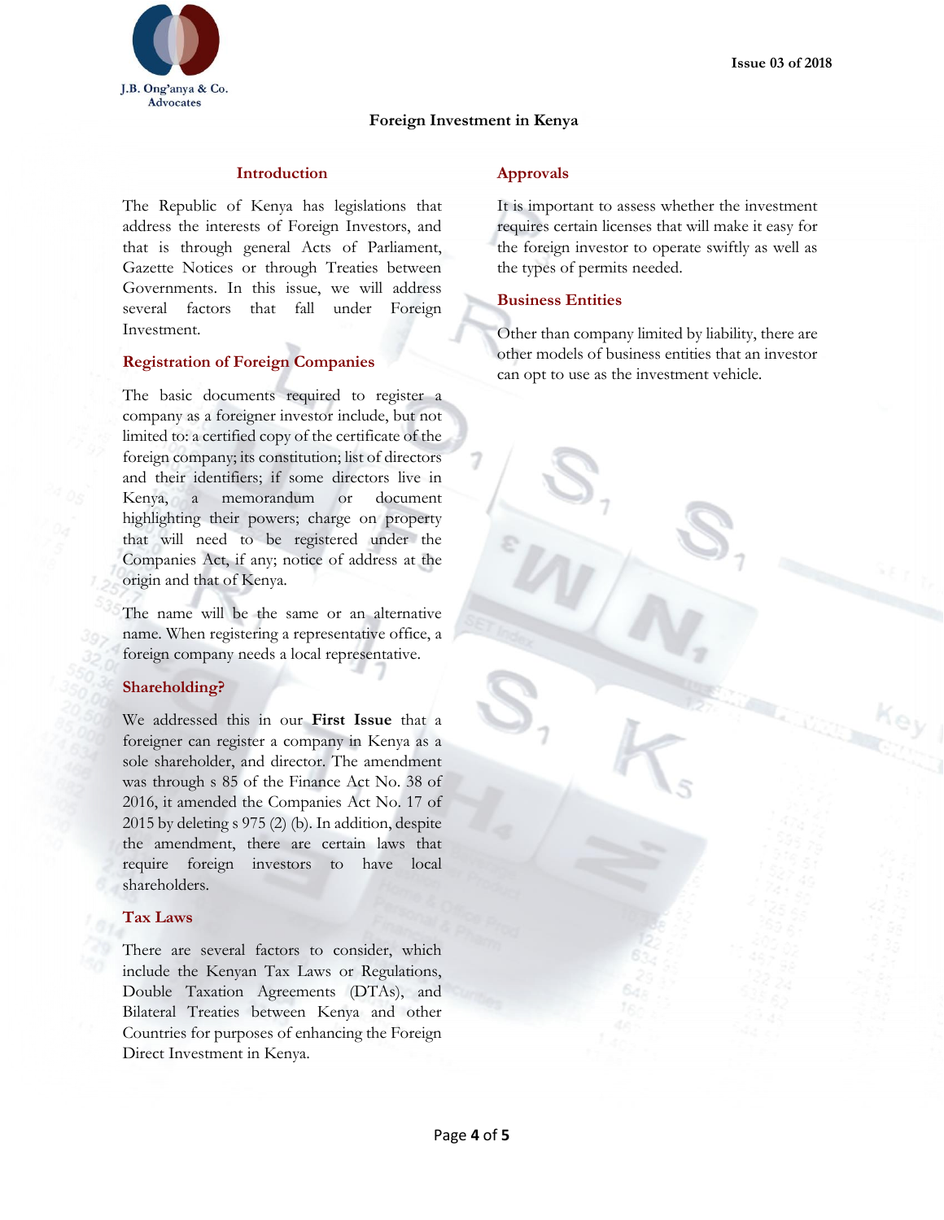## Foreign Investment in Kenya

### Introduction

The Republic of Kenya has legislations that address the interests of Foreign Investors, and that is through general Acts of Parliament, Gazette Notices or through Treaties between Governments. In this issue, we will address several factors that fall under Foreign Investment.

### Registration of Foreign Companies

The basic documents required to register a company as a foreigner investor include, but not limited to: a certified copy of the certificate of the foreign company; its constitution; list of directors and their identifiers; if some directors live in Kenya, a memorandum or document highlighting their powers; charge on property that will need to be registered under the Companies Act, if any; notice of address at the origin and that of Kenya.

The name will be the same or an alternative name. When registering a representative office, a foreign company needs a local representative.

### Shareholding?

We addressed this in our **First Issue** that a foreigner can register a company in Kenya as a sole shareholder, and director. The amendment was through s 85 of the Finance Act No. 38 of 2016, it amended the Companies Act No. 17 of 2015 by deleting s 975 (2) (b). In addition, despite the amendment, there are certain laws that require foreign investors to have local shareholders.

### Tax Laws

There are several factors to consider, which include the Kenyan Tax Laws or Regulations, Double Taxation Agreements (DTAs), and Bilateral Treaties between Kenya and other Countries for purposes of enhancing the Foreign Direct Investment in Kenya.

### Approvals

It is important to assess whether the investment requires certain licenses that will make it easy for the foreign investor to operate swiftly as well as the types of permits needed.

### Business Entities

Other than company limited by liability, there are other models of business entities that an investor can opt to use as the investment vehicle.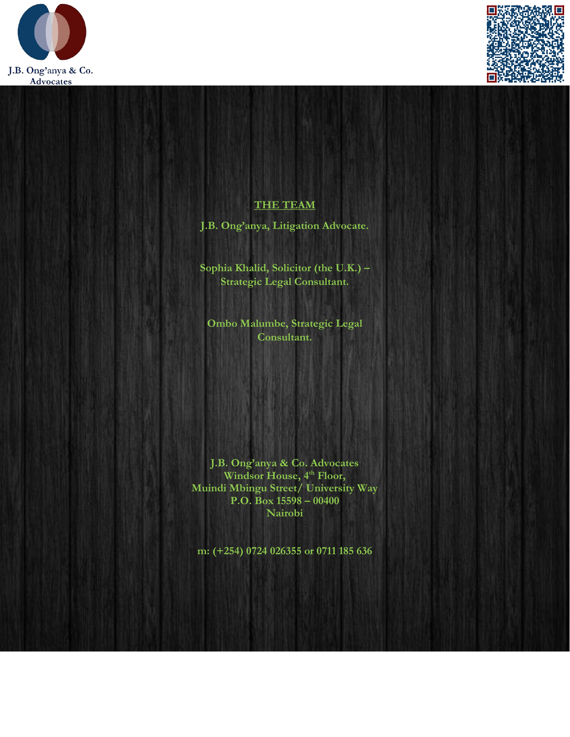J.B. Ong'anya & Co.
Advocates

## THE TEAM

J.B. Ong'anya, Litigation Advocate.

Sophia Khalid, Solicitor (the U.K.) –
Strategic Legal Consultant.

Ombo Malumbe, Strategic Legal
Consultant.

J.B. Ong'anya & Co. Advocates
Windsor House, 4th Floor,
Muindi Mbingu Street/ University Way
P.O. Box 15598 – 00400
Nairobi

m: (+254) 0724 026355 or 0711 185 636